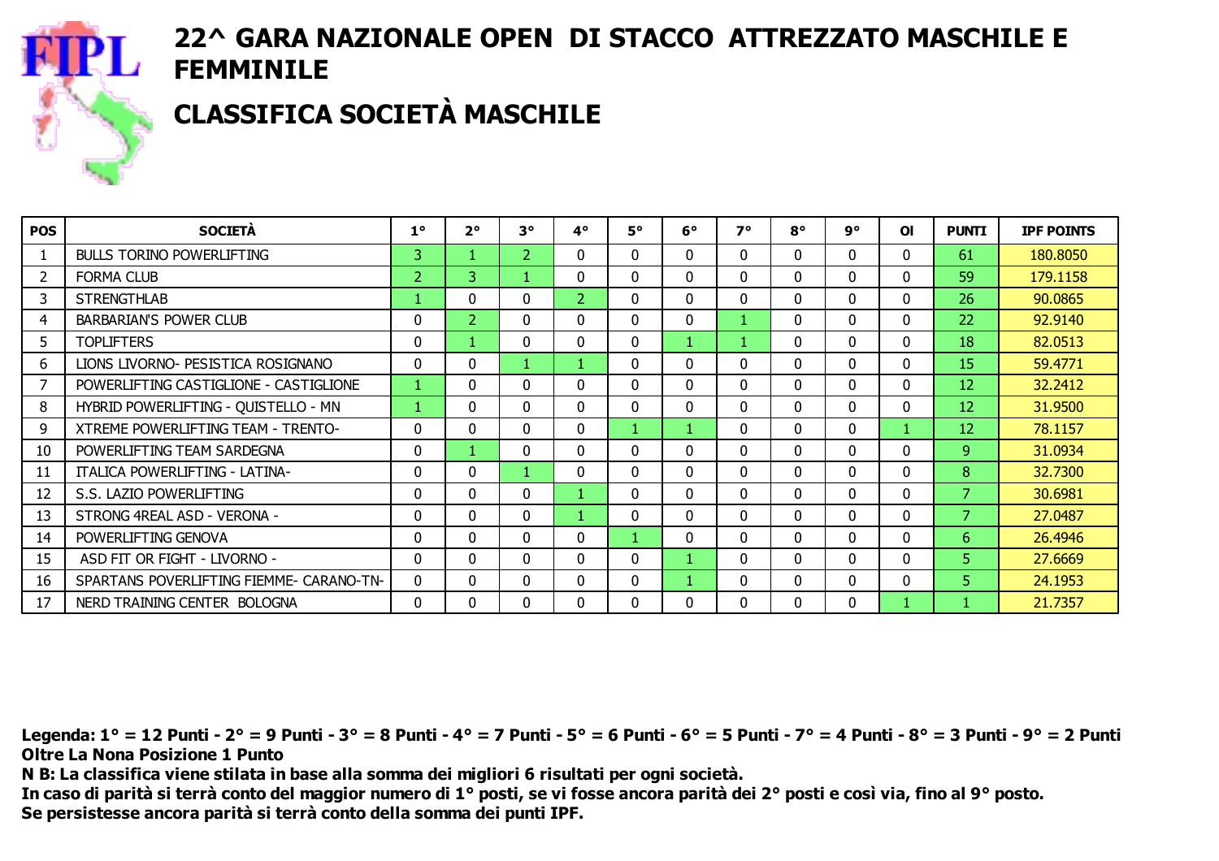# 22^ GARA NAZIONALE OPEN DI STACCO ATTREZZATO MASCHILE E FEMMINILE

## CLASSIFICA SOCIETÀ MASCHILE

| POS | SOCIETÀ | 1° | 2° | 3° | 4° | 5° | 6° | 7° | 8° | 9° | OI | PUNTI | IPF POINTS |
|---|---|---|---|---|---|---|---|---|---|---|---|---|---|
| 1 | BULLS TORINO POWERLIFTING | 3 | 1 | 2 | 0 | 0 | 0 | 0 | 0 | 0 | 0 | 61 | 180.8050 |
| 2 | FORMA CLUB | 2 | 3 | 1 | 0 | 0 | 0 | 0 | 0 | 0 | 0 | 59 | 179.1158 |
| 3 | STRENGTHLAB | 1 | 0 | 0 | 2 | 0 | 0 | 0 | 0 | 0 | 0 | 26 | 90.0865 |
| 4 | BARBARIAN'S POWER CLUB | 0 | 2 | 0 | 0 | 0 | 0 | 1 | 0 | 0 | 0 | 22 | 92.9140 |
| 5 | TOPLIFTERS | 0 | 1 | 0 | 0 | 0 | 1 | 1 | 0 | 0 | 0 | 18 | 82.0513 |
| 6 | LIONS LIVORNO- PESISTICA ROSIGNANO | 0 | 0 | 1 | 1 | 0 | 0 | 0 | 0 | 0 | 0 | 15 | 59.4771 |
| 7 | POWERLIFTING CASTIGLIONE - CASTIGLIONE | 1 | 0 | 0 | 0 | 0 | 0 | 0 | 0 | 0 | 0 | 12 | 32.2412 |
| 8 | HYBRID POWERLIFTING - QUISTELLO - MN | 1 | 0 | 0 | 0 | 0 | 0 | 0 | 0 | 0 | 0 | 12 | 31.9500 |
| 9 | XTREME POWERLIFTING TEAM - TRENTO- | 0 | 0 | 0 | 0 | 1 | 1 | 0 | 0 | 0 | 1 | 12 | 78.1157 |
| 10 | POWERLIFTING TEAM SARDEGNA | 0 | 1 | 0 | 0 | 0 | 0 | 0 | 0 | 0 | 0 | 9 | 31.0934 |
| 11 | ITALICA POWERLIFTING - LATINA- | 0 | 0 | 1 | 0 | 0 | 0 | 0 | 0 | 0 | 0 | 8 | 32.7300 |
| 12 | S.S. LAZIO POWERLIFTING | 0 | 0 | 0 | 1 | 0 | 0 | 0 | 0 | 0 | 0 | 7 | 30.6981 |
| 13 | STRONG 4REAL ASD - VERONA - | 0 | 0 | 0 | 1 | 0 | 0 | 0 | 0 | 0 | 0 | 7 | 27.0487 |
| 14 | POWERLIFTING GENOVA | 0 | 0 | 0 | 0 | 1 | 0 | 0 | 0 | 0 | 0 | 6 | 26.4946 |
| 15 | ASD FIT OR FIGHT - LIVORNO - | 0 | 0 | 0 | 0 | 0 | 1 | 0 | 0 | 0 | 0 | 5 | 27.6669 |
| 16 | SPARTANS POVERLIFTING FIEMME- CARANO-TN- | 0 | 0 | 0 | 0 | 0 | 1 | 0 | 0 | 0 | 0 | 5 | 24.1953 |
| 17 | NERD TRAINING CENTER BOLOGNA | 0 | 0 | 0 | 0 | 0 | 0 | 0 | 0 | 0 | 1 | 1 | 21.7357 |

**Legenda: 1° = 12 Punti - 2° = 9 Punti - 3° = 8 Punti - 4° = 7 Punti - 5° = 6 Punti - 6° = 5 Punti - 7° = 4 Punti - 8° = 3 Punti - 9° = 2 Punti Oltre La Nona Posizione 1 Punto**

**N B: La classifica viene stilata in base alla somma dei migliori 6 risultati per ogni società.**

**In caso di parità si terrà conto del maggior numero di 1° posti, se vi fosse ancora parità dei 2° posti e così via, fino al 9° posto.**

**Se persistesse ancora parità si terrà conto della somma dei punti IPF.**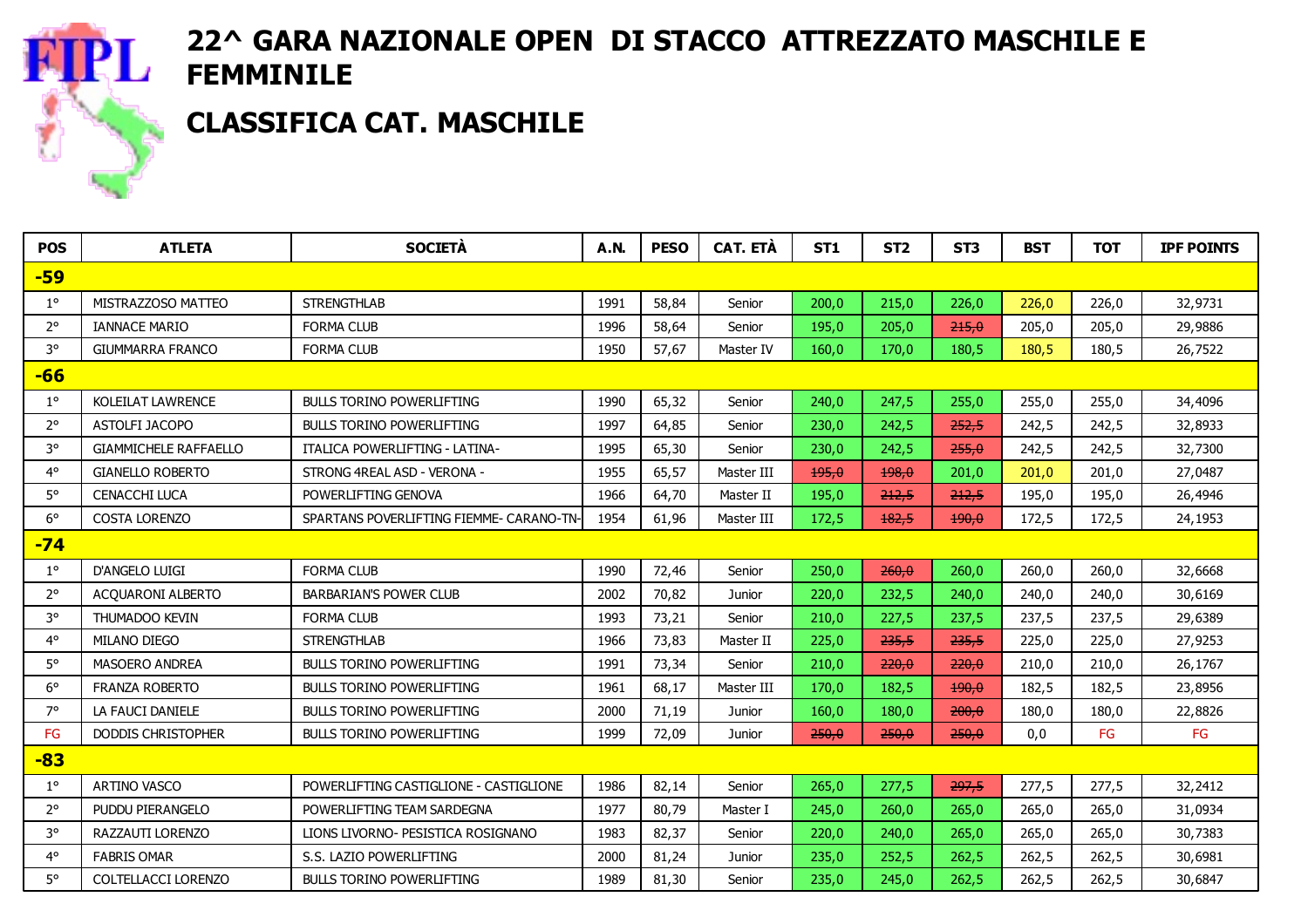# 22^ GARA NAZIONALE OPEN DI STACCO ATTREZZATO MASCHILE E FEMMINILE

## CLASSIFICA CAT. MASCHILE

| POS | ATLETA | SOCIETÀ | A.N. | PESO | CAT. ETÀ | ST1 | ST2 | ST3 | BST | TOT | IPF POINTS |
|---|---|---|---|---|---|---|---|---|---|---|---|
| **-59** | | | | | | | | | | | |
| 1° | MISTRAZZOSO MATTEO | STRENGTHLAB | 1991 | 58,84 | Senior | 200,0 | 215,0 | 226,0 | 226,0 | 226,0 | 32,9731 |
| 2° | IANNACE MARIO | FORMA CLUB | 1996 | 58,64 | Senior | 195,0 | 205,0 | ~~215,0~~ | 205,0 | 205,0 | 29,9886 |
| 3° | GIUMMARRA FRANCO | FORMA CLUB | 1950 | 57,67 | Master IV | 160,0 | 170,0 | 180,5 | 180,5 | 180,5 | 26,7522 |
| **-66** | | | | | | | | | | | |
| 1° | KOLEILAT LAWRENCE | BULLS TORINO POWERLIFTING | 1990 | 65,32 | Senior | 240,0 | 247,5 | 255,0 | 255,0 | 255,0 | 34,4096 |
| 2° | ASTOLFI JACOPO | BULLS TORINO POWERLIFTING | 1997 | 64,85 | Senior | 230,0 | 242,5 | ~~252,5~~ | 242,5 | 242,5 | 32,8933 |
| 3° | GIAMMICHELE RAFFAELLO | ITALICA POWERLIFTING - LATINA- | 1995 | 65,30 | Senior | 230,0 | 242,5 | ~~255,0~~ | 242,5 | 242,5 | 32,7300 |
| 4° | GIANELLO ROBERTO | STRONG 4REAL ASD - VERONA - | 1955 | 65,57 | Master III | ~~195,0~~ | ~~198,0~~ | 201,0 | 201,0 | 201,0 | 27,0487 |
| 5° | CENACCHI LUCA | POWERLIFTING GENOVA | 1966 | 64,70 | Master II | 195,0 | ~~212,5~~ | ~~212,5~~ | 195,0 | 195,0 | 26,4946 |
| 6° | COSTA LORENZO | SPARTANS POVERLIFTING FIEMME- CARANO-TN- | 1954 | 61,96 | Master III | 172,5 | ~~182,5~~ | ~~190,0~~ | 172,5 | 172,5 | 24,1953 |
| **-74** | | | | | | | | | | | |
| 1° | D'ANGELO LUIGI | FORMA CLUB | 1990 | 72,46 | Senior | 250,0 | ~~260,0~~ | 260,0 | 260,0 | 260,0 | 32,6668 |
| 2° | ACQUARONI ALBERTO | BARBARIAN'S POWER CLUB | 2002 | 70,82 | Junior | 220,0 | 232,5 | 240,0 | 240,0 | 240,0 | 30,6169 |
| 3° | THUMADOO KEVIN | FORMA CLUB | 1993 | 73,21 | Senior | 210,0 | 227,5 | 237,5 | 237,5 | 237,5 | 29,6389 |
| 4° | MILANO DIEGO | STRENGTHLAB | 1966 | 73,83 | Master II | 225,0 | ~~235,5~~ | ~~235,5~~ | 225,0 | 225,0 | 27,9253 |
| 5° | MASOERO ANDREA | BULLS TORINO POWERLIFTING | 1991 | 73,34 | Senior | 210,0 | ~~220,0~~ | ~~220,0~~ | 210,0 | 210,0 | 26,1767 |
| 6° | FRANZA ROBERTO | BULLS TORINO POWERLIFTING | 1961 | 68,17 | Master III | 170,0 | 182,5 | ~~190,0~~ | 182,5 | 182,5 | 23,8956 |
| 7° | LA FAUCI DANIELE | BULLS TORINO POWERLIFTING | 2000 | 71,19 | Junior | 160,0 | 180,0 | ~~200,0~~ | 180,0 | 180,0 | 22,8826 |
| FG | DODDIS CHRISTOPHER | BULLS TORINO POWERLIFTING | 1999 | 72,09 | Junior | ~~250,0~~ | ~~250,0~~ | ~~250,0~~ | 0,0 | FG | FG |
| **-83** | | | | | | | | | | | |
| 1° | ARTINO VASCO | POWERLIFTING CASTIGLIONE - CASTIGLIONE | 1986 | 82,14 | Senior | 265,0 | 277,5 | ~~297,5~~ | 277,5 | 277,5 | 32,2412 |
| 2° | PUDDU PIERANGELO | POWERLIFTING TEAM SARDEGNA | 1977 | 80,79 | Master I | 245,0 | 260,0 | 265,0 | 265,0 | 265,0 | 31,0934 |
| 3° | RAZZAUTI LORENZO | LIONS LIVORNO- PESISTICA ROSIGNANO | 1983 | 82,37 | Senior | 220,0 | 240,0 | 265,0 | 265,0 | 265,0 | 30,7383 |
| 4° | FABRIS OMAR | S.S. LAZIO POWERLIFTING | 2000 | 81,24 | Junior | 235,0 | 252,5 | 262,5 | 262,5 | 262,5 | 30,6981 |
| 5° | COLTELLACCI LORENZO | BULLS TORINO POWERLIFTING | 1989 | 81,30 | Senior | 235,0 | 245,0 | 262,5 | 262,5 | 262,5 | 30,6847 |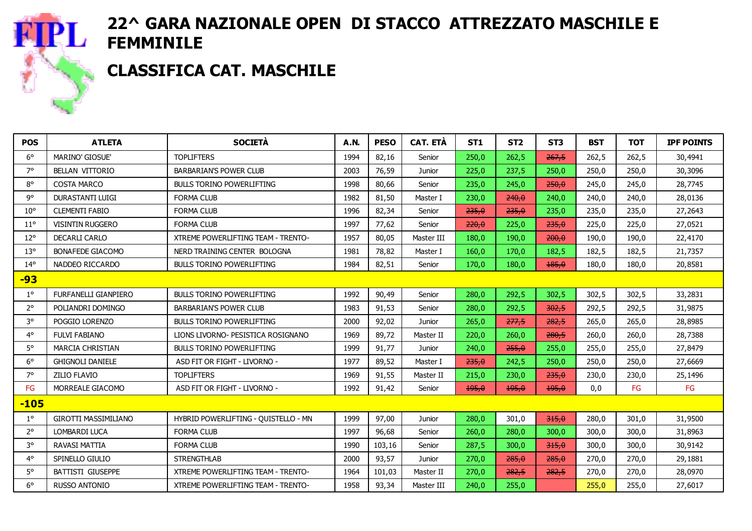# 22^ GARA NAZIONALE OPEN DI STACCO ATTREZZATO MASCHILE E FEMMINILE

## CLASSIFICA CAT. MASCHILE

| POS | ATLETA | SOCIETÀ | A.N. | PESO | CAT. ETÀ | ST1 | ST2 | ST3 | BST | TOT | IPF POINTS |
|---|---|---|---|---|---|---|---|---|---|---|---|
| 6° | MARINO' GIOSUE' | TOPLIFTERS | 1994 | 82,16 | Senior | 250,0 | 262,5 | ~~267,5~~ | 262,5 | 262,5 | 30,4941 |
| 7° | BELLAN VITTORIO | BARBARIAN'S POWER CLUB | 2003 | 76,59 | Junior | 225,0 | 237,5 | 250,0 | 250,0 | 250,0 | 30,3096 |
| 8° | COSTA MARCO | BULLS TORINO POWERLIFTING | 1998 | 80,66 | Senior | 235,0 | 245,0 | ~~250,0~~ | 245,0 | 245,0 | 28,7745 |
| 9° | DURASTANTI LUIGI | FORMA CLUB | 1982 | 81,50 | Master I | 230,0 | ~~240,0~~ | 240,0 | 240,0 | 240,0 | 28,0136 |
| 10° | CLEMENTI FABIO | FORMA CLUB | 1996 | 82,34 | Senior | ~~235,0~~ | ~~235,0~~ | 235,0 | 235,0 | 235,0 | 27,2643 |
| 11° | VISINTIN RUGGERO | FORMA CLUB | 1997 | 77,62 | Senior | ~~220,0~~ | 225,0 | ~~235,0~~ | 225,0 | 225,0 | 27,0521 |
| 12° | DECARLI CARLO | XTREME POWERLIFTING TEAM - TRENTO- | 1957 | 80,05 | Master III | 180,0 | 190,0 | ~~200,0~~ | 190,0 | 190,0 | 22,4170 |
| 13° | BONAFEDE GIACOMO | NERD TRAINING CENTER BOLOGNA | 1981 | 78,82 | Master I | 160,0 | 170,0 | 182,5 | 182,5 | 182,5 | 21,7357 |
| 14° | NADDEO RICCARDO | BULLS TORINO POWERLIFTING | 1984 | 82,51 | Senior | 170,0 | 180,0 | ~~185,0~~ | 180,0 | 180,0 | 20,8581 |
| **-93** | | | | | | | | | | | |
| 1° | FURFANELLI GIANPIERO | BULLS TORINO POWERLIFTING | 1992 | 90,49 | Senior | 280,0 | 292,5 | 302,5 | 302,5 | 302,5 | 33,2831 |
| 2° | POLIANDRI DOMINGO | BARBARIAN'S POWER CLUB | 1983 | 91,53 | Senior | 280,0 | 292,5 | ~~302,5~~ | 292,5 | 292,5 | 31,9875 |
| 3° | POGGIO LORENZO | BULLS TORINO POWERLIFTING | 2000 | 92,02 | Junior | 265,0 | ~~277,5~~ | ~~282,5~~ | 265,0 | 265,0 | 28,8985 |
| 4° | FULVI FABIANO | LIONS LIVORNO- PESISTICA ROSIGNANO | 1969 | 89,72 | Master II | 220,0 | 260,0 | ~~280,5~~ | 260,0 | 260,0 | 28,7388 |
| 5° | MARCIA CHRISTIAN | BULLS TORINO POWERLIFTING | 1999 | 91,77 | Junior | 240,0 | ~~255,0~~ | 255,0 | 255,0 | 255,0 | 27,8479 |
| 6° | GHIGNOLI DANIELE | ASD FIT OR FIGHT - LIVORNO - | 1977 | 89,52 | Master I | ~~235,0~~ | 242,5 | 250,0 | 250,0 | 250,0 | 27,6669 |
| 7° | ZILIO FLAVIO | TOPLIFTERS | 1969 | 91,55 | Master II | 215,0 | 230,0 | ~~235,0~~ | 230,0 | 230,0 | 25,1496 |
| FG | MORREALE GIACOMO | ASD FIT OR FIGHT - LIVORNO - | 1992 | 91,42 | Senior | ~~195,0~~ | ~~195,0~~ | ~~195,0~~ | 0,0 | FG | FG |
| **-105** | | | | | | | | | | | |
| 1° | GIROTTI MASSIMILIANO | HYBRID POWERLIFTING - QUISTELLO - MN | 1999 | 97,00 | Junior | 280,0 | 301,0 | ~~315,0~~ | 280,0 | 301,0 | 31,9500 |
| 2° | LOMBARDI LUCA | FORMA CLUB | 1997 | 96,68 | Senior | 260,0 | 280,0 | 300,0 | 300,0 | 300,0 | 31,8963 |
| 3° | RAVASI MATTIA | FORMA CLUB | 1990 | 103,16 | Senior | 287,5 | 300,0 | ~~315,0~~ | 300,0 | 300,0 | 30,9142 |
| 4° | SPINELLO GIULIO | STRENGTHLAB | 2000 | 93,57 | Junior | 270,0 | ~~285,0~~ | ~~285,0~~ | 270,0 | 270,0 | 29,1881 |
| 5° | BATTISTI GIUSEPPE | XTREME POWERLIFTING TEAM - TRENTO- | 1964 | 101,03 | Master II | 270,0 | ~~282,5~~ | ~~282,5~~ | 270,0 | 270,0 | 28,0970 |
| 6° | RUSSO ANTONIO | XTREME POWERLIFTING TEAM - TRENTO- | 1958 | 93,34 | Master III | 240,0 | 255,0 | | 255,0 | 255,0 | 27,6017 |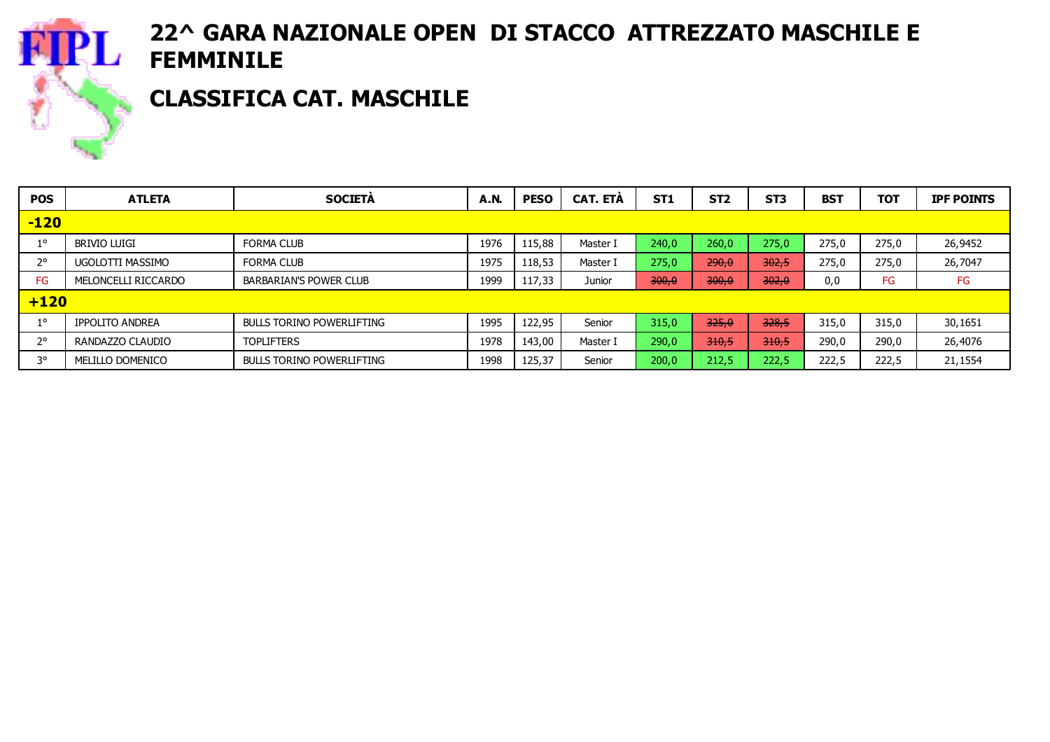# 22^ GARA NAZIONALE OPEN DI STACCO ATTREZZATO MASCHILE E FEMMINILE

## CLASSIFICA CAT. MASCHILE

| POS | ATLETA | SOCIETÀ | A.N. | PESO | CAT. ETÀ | ST1 | ST2 | ST3 | BST | TOT | IPF POINTS |
|---|---|---|---|---|---|---|---|---|---|---|---|
| **-120** | | | | | | | | | | | |
| 1° | BRIVIO LUIGI | FORMA CLUB | 1976 | 115,88 | Master I | 240,0 | 260,0 | 275,0 | 275,0 | 275,0 | 26,9452 |
| 2° | UGOLOTTI MASSIMO | FORMA CLUB | 1975 | 118,53 | Master I | 275,0 | ~~290,0~~ | ~~302,5~~ | 275,0 | 275,0 | 26,7047 |
| FG | MELONCELLI RICCARDO | BARBARIAN'S POWER CLUB | 1999 | 117,33 | Junior | ~~300,0~~ | ~~300,0~~ | ~~302,0~~ | 0,0 | FG | FG |
| **+120** | | | | | | | | | | | |
| 1° | IPPOLITO ANDREA | BULLS TORINO POWERLIFTING | 1995 | 122,95 | Senior | 315,0 | ~~325,0~~ | ~~328,5~~ | 315,0 | 315,0 | 30,1651 |
| 2° | RANDAZZO CLAUDIO | TOPLIFTERS | 1978 | 143,00 | Master I | 290,0 | ~~310,5~~ | ~~310,5~~ | 290,0 | 290,0 | 26,4076 |
| 3° | MELILLO DOMENICO | BULLS TORINO POWERLIFTING | 1998 | 125,37 | Senior | 200,0 | 212,5 | 222,5 | 222,5 | 222,5 | 21,1554 |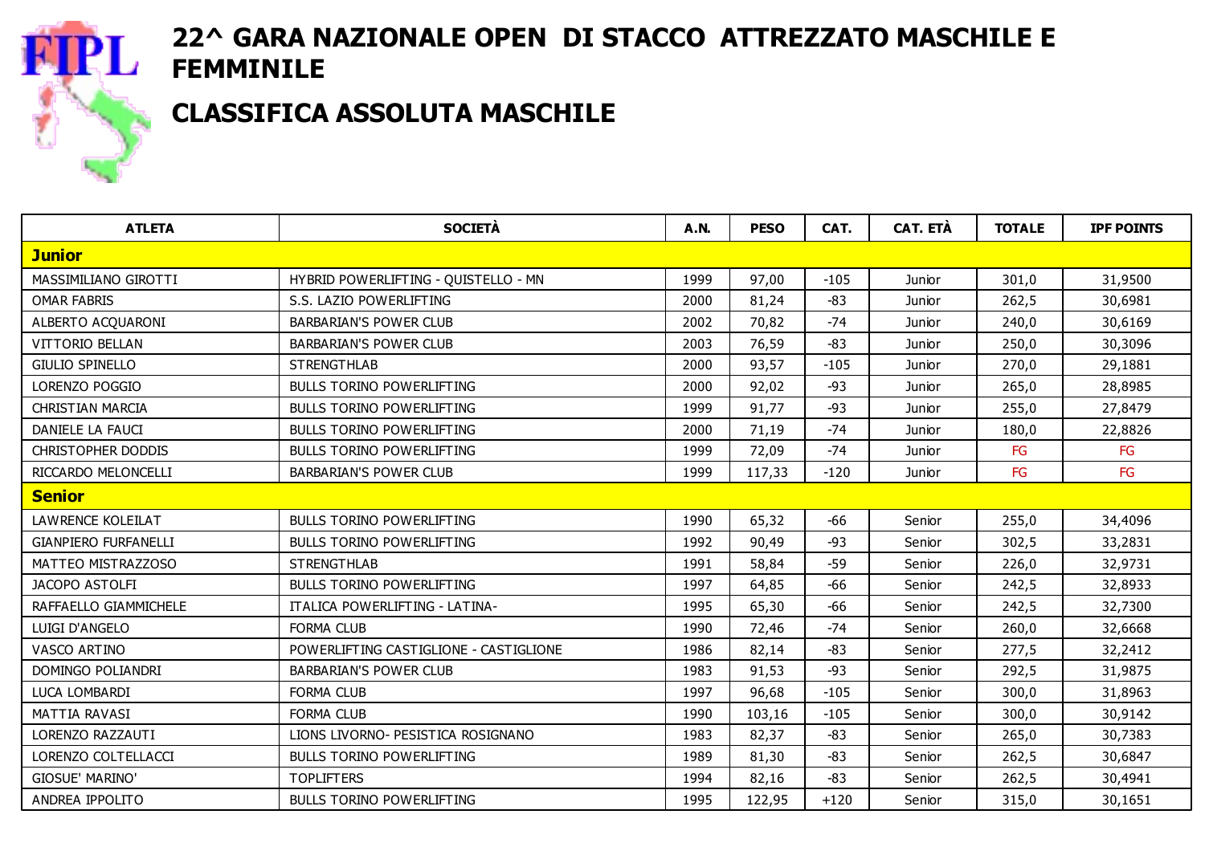# 22^ GARA NAZIONALE OPEN DI STACCO ATTREZZATO MASCHILE E FEMMINILE

## CLASSIFICA ASSOLUTA MASCHILE

| ATLETA | SOCIETÀ | A.N. | PESO | CAT. | CAT. ETÀ | TOTALE | IPF POINTS |
|---|---|---|---|---|---|---|---|
| **Junior** | | | | | | | |
| MASSIMILIANO GIROTTI | HYBRID POWERLIFTING - QUISTELLO - MN | 1999 | 97,00 | -105 | Junior | 301,0 | 31,9500 |
| OMAR FABRIS | S.S. LAZIO POWERLIFTING | 2000 | 81,24 | -83 | Junior | 262,5 | 30,6981 |
| ALBERTO ACQUARONI | BARBARIAN'S POWER CLUB | 2002 | 70,82 | -74 | Junior | 240,0 | 30,6169 |
| VITTORIO BELLAN | BARBARIAN'S POWER CLUB | 2003 | 76,59 | -83 | Junior | 250,0 | 30,3096 |
| GIULIO SPINELLO | STRENGTHLAB | 2000 | 93,57 | -105 | Junior | 270,0 | 29,1881 |
| LORENZO POGGIO | BULLS TORINO POWERLIFTING | 2000 | 92,02 | -93 | Junior | 265,0 | 28,8985 |
| CHRISTIAN MARCIA | BULLS TORINO POWERLIFTING | 1999 | 91,77 | -93 | Junior | 255,0 | 27,8479 |
| DANIELE LA FAUCI | BULLS TORINO POWERLIFTING | 2000 | 71,19 | -74 | Junior | 180,0 | 22,8826 |
| CHRISTOPHER DODDIS | BULLS TORINO POWERLIFTING | 1999 | 72,09 | -74 | Junior | FG | FG |
| RICCARDO MELONCELLI | BARBARIAN'S POWER CLUB | 1999 | 117,33 | -120 | Junior | FG | FG |
| **Senior** | | | | | | | |
| LAWRENCE KOLEILAT | BULLS TORINO POWERLIFTING | 1990 | 65,32 | -66 | Senior | 255,0 | 34,4096 |
| GIANPIERO FURFANELLI | BULLS TORINO POWERLIFTING | 1992 | 90,49 | -93 | Senior | 302,5 | 33,2831 |
| MATTEO MISTRAZZOSO | STRENGTHLAB | 1991 | 58,84 | -59 | Senior | 226,0 | 32,9731 |
| JACOPO ASTOLFI | BULLS TORINO POWERLIFTING | 1997 | 64,85 | -66 | Senior | 242,5 | 32,8933 |
| RAFFAELLO GIAMMICHELE | ITALICA POWERLIFTING - LATINA- | 1995 | 65,30 | -66 | Senior | 242,5 | 32,7300 |
| LUIGI D'ANGELO | FORMA CLUB | 1990 | 72,46 | -74 | Senior | 260,0 | 32,6668 |
| VASCO ARTINO | POWERLIFTING CASTIGLIONE - CASTIGLIONE | 1986 | 82,14 | -83 | Senior | 277,5 | 32,2412 |
| DOMINGO POLIANDRI | BARBARIAN'S POWER CLUB | 1983 | 91,53 | -93 | Senior | 292,5 | 31,9875 |
| LUCA LOMBARDI | FORMA CLUB | 1997 | 96,68 | -105 | Senior | 300,0 | 31,8963 |
| MATTIA RAVASI | FORMA CLUB | 1990 | 103,16 | -105 | Senior | 300,0 | 30,9142 |
| LORENZO RAZZAUTI | LIONS LIVORNO- PESISTICA ROSIGNANO | 1983 | 82,37 | -83 | Senior | 265,0 | 30,7383 |
| LORENZO COLTELLACCI | BULLS TORINO POWERLIFTING | 1989 | 81,30 | -83 | Senior | 262,5 | 30,6847 |
| GIOSUE' MARINO' | TOPLIFTERS | 1994 | 82,16 | -83 | Senior | 262,5 | 30,4941 |
| ANDREA IPPOLITO | BULLS TORINO POWERLIFTING | 1995 | 122,95 | +120 | Senior | 315,0 | 30,1651 |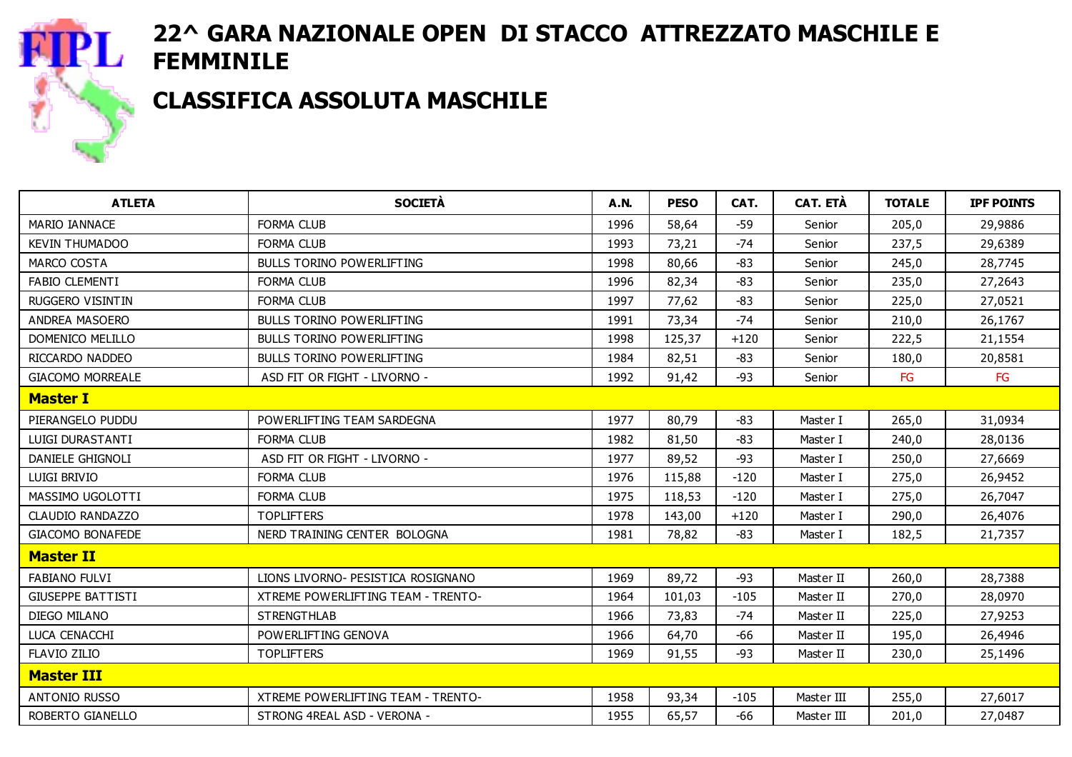# 22^ GARA NAZIONALE OPEN DI STACCO ATTREZZATO MASCHILE E FEMMINILE

## CLASSIFICA ASSOLUTA MASCHILE

| ATLETA | SOCIETÀ | A.N. | PESO | CAT. | CAT. ETÀ | TOTALE | IPF POINTS |
|---|---|---|---|---|---|---|---|
| MARIO IANNACE | FORMA CLUB | 1996 | 58,64 | -59 | Senior | 205,0 | 29,9886 |
| KEVIN THUMADOO | FORMA CLUB | 1993 | 73,21 | -74 | Senior | 237,5 | 29,6389 |
| MARCO COSTA | BULLS TORINO POWERLIFTING | 1998 | 80,66 | -83 | Senior | 245,0 | 28,7745 |
| FABIO CLEMENTI | FORMA CLUB | 1996 | 82,34 | -83 | Senior | 235,0 | 27,2643 |
| RUGGERO VISINTIN | FORMA CLUB | 1997 | 77,62 | -83 | Senior | 225,0 | 27,0521 |
| ANDREA MASOERO | BULLS TORINO POWERLIFTING | 1991 | 73,34 | -74 | Senior | 210,0 | 26,1767 |
| DOMENICO MELILLO | BULLS TORINO POWERLIFTING | 1998 | 125,37 | +120 | Senior | 222,5 | 21,1554 |
| RICCARDO NADDEO | BULLS TORINO POWERLIFTING | 1984 | 82,51 | -83 | Senior | 180,0 | 20,8581 |
| GIACOMO MORREALE | ASD FIT OR FIGHT - LIVORNO - | 1992 | 91,42 | -93 | Senior | FG | FG |
| **Master I** | | | | | | | |
| PIERANGELO PUDDU | POWERLIFTING TEAM SARDEGNA | 1977 | 80,79 | -83 | Master I | 265,0 | 31,0934 |
| LUIGI DURASTANTI | FORMA CLUB | 1982 | 81,50 | -83 | Master I | 240,0 | 28,0136 |
| DANIELE GHIGNOLI | ASD FIT OR FIGHT - LIVORNO - | 1977 | 89,52 | -93 | Master I | 250,0 | 27,6669 |
| LUIGI BRIVIO | FORMA CLUB | 1976 | 115,88 | -120 | Master I | 275,0 | 26,9452 |
| MASSIMO UGOLOTTI | FORMA CLUB | 1975 | 118,53 | -120 | Master I | 275,0 | 26,7047 |
| CLAUDIO RANDAZZO | TOPLIFTERS | 1978 | 143,00 | +120 | Master I | 290,0 | 26,4076 |
| GIACOMO BONAFEDE | NERD TRAINING CENTER BOLOGNA | 1981 | 78,82 | -83 | Master I | 182,5 | 21,7357 |
| **Master II** | | | | | | | |
| FABIANO FULVI | LIONS LIVORNO- PESISTICA ROSIGNANO | 1969 | 89,72 | -93 | Master II | 260,0 | 28,7388 |
| GIUSEPPE BATTISTI | XTREME POWERLIFTING TEAM - TRENTO- | 1964 | 101,03 | -105 | Master II | 270,0 | 28,0970 |
| DIEGO MILANO | STRENGTHLAB | 1966 | 73,83 | -74 | Master II | 225,0 | 27,9253 |
| LUCA CENACCHI | POWERLIFTING GENOVA | 1966 | 64,70 | -66 | Master II | 195,0 | 26,4946 |
| FLAVIO ZILIO | TOPLIFTERS | 1969 | 91,55 | -93 | Master II | 230,0 | 25,1496 |
| **Master III** | | | | | | | |
| ANTONIO RUSSO | XTREME POWERLIFTING TEAM - TRENTO- | 1958 | 93,34 | -105 | Master III | 255,0 | 27,6017 |
| ROBERTO GIANELLO | STRONG 4REAL ASD - VERONA - | 1955 | 65,57 | -66 | Master III | 201,0 | 27,0487 |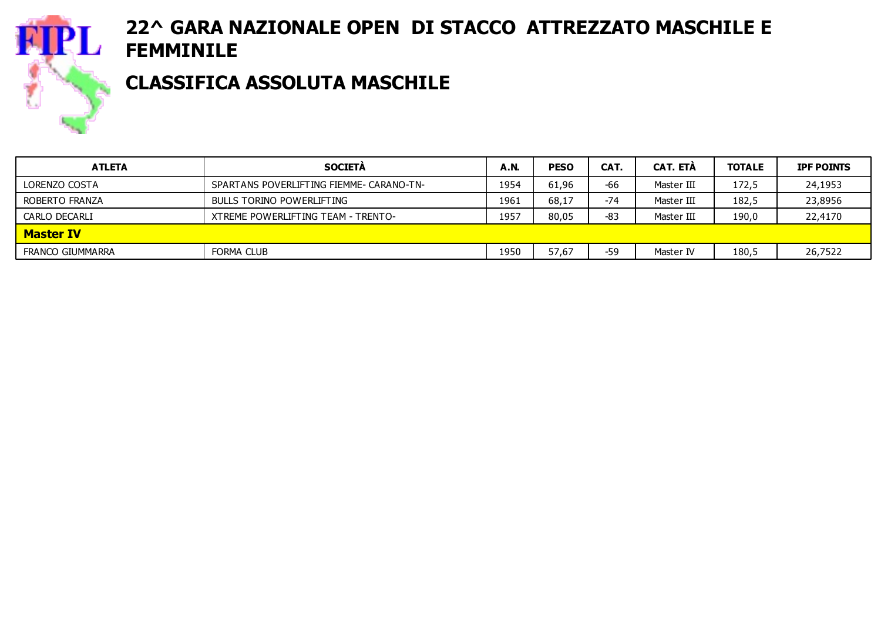# 22^ GARA NAZIONALE OPEN DI STACCO ATTREZZATO MASCHILE E FEMMINILE

## CLASSIFICA ASSOLUTA MASCHILE

| ATLETA | SOCIETÀ | A.N. | PESO | CAT. | CAT. ETÀ | TOTALE | IPF POINTS |
|---|---|---|---|---|---|---|---|
| LORENZO COSTA | SPARTANS POVERLIFTING FIEMME- CARANO-TN- | 1954 | 61,96 | -66 | Master III | 172,5 | 24,1953 |
| ROBERTO FRANZA | BULLS TORINO POWERLIFTING | 1961 | 68,17 | -74 | Master III | 182,5 | 23,8956 |
| CARLO DECARLI | XTREME POWERLIFTING TEAM - TRENTO- | 1957 | 80,05 | -83 | Master III | 190,0 | 22,4170 |
| **Master IV** | | | | | | | |
| FRANCO GIUMMARRA | FORMA CLUB | 1950 | 57,67 | -59 | Master IV | 180,5 | 26,7522 |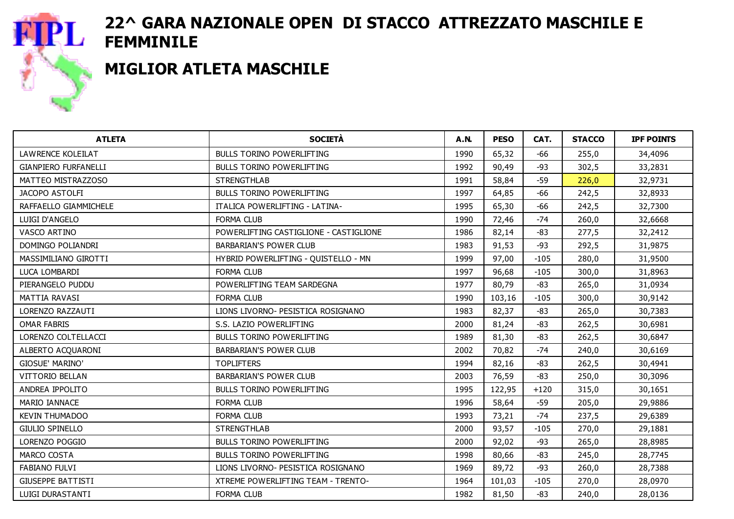# 22^ GARA NAZIONALE OPEN DI STACCO ATTREZZATO MASCHILE E FEMMINILE

## MIGLIOR ATLETA MASCHILE

| ATLETA | SOCIETÀ | A.N. | PESO | CAT. | STACCO | IPF POINTS |
|---|---|---|---|---|---|---|
| LAWRENCE KOLEILAT | BULLS TORINO POWERLIFTING | 1990 | 65,32 | -66 | 255,0 | 34,4096 |
| GIANPIERO FURFANELLI | BULLS TORINO POWERLIFTING | 1992 | 90,49 | -93 | 302,5 | 33,2831 |
| MATTEO MISTRAZZOSO | STRENGTHLAB | 1991 | 58,84 | -59 | 226,0 | 32,9731 |
| JACOPO ASTOLFI | BULLS TORINO POWERLIFTING | 1997 | 64,85 | -66 | 242,5 | 32,8933 |
| RAFFAELLO GIAMMICHELE | ITALICA POWERLIFTING - LATINA- | 1995 | 65,30 | -66 | 242,5 | 32,7300 |
| LUIGI D'ANGELO | FORMA CLUB | 1990 | 72,46 | -74 | 260,0 | 32,6668 |
| VASCO ARTINO | POWERLIFTING CASTIGLIONE - CASTIGLIONE | 1986 | 82,14 | -83 | 277,5 | 32,2412 |
| DOMINGO POLIANDRI | BARBARIAN'S POWER CLUB | 1983 | 91,53 | -93 | 292,5 | 31,9875 |
| MASSIMILIANO GIROTTI | HYBRID POWERLIFTING - QUISTELLO - MN | 1999 | 97,00 | -105 | 280,0 | 31,9500 |
| LUCA LOMBARDI | FORMA CLUB | 1997 | 96,68 | -105 | 300,0 | 31,8963 |
| PIERANGELO PUDDU | POWERLIFTING TEAM SARDEGNA | 1977 | 80,79 | -83 | 265,0 | 31,0934 |
| MATTIA RAVASI | FORMA CLUB | 1990 | 103,16 | -105 | 300,0 | 30,9142 |
| LORENZO RAZZAUTI | LIONS LIVORNO- PESISTICA ROSIGNANO | 1983 | 82,37 | -83 | 265,0 | 30,7383 |
| OMAR FABRIS | S.S. LAZIO POWERLIFTING | 2000 | 81,24 | -83 | 262,5 | 30,6981 |
| LORENZO COLTELLACCI | BULLS TORINO POWERLIFTING | 1989 | 81,30 | -83 | 262,5 | 30,6847 |
| ALBERTO ACQUARONI | BARBARIAN'S POWER CLUB | 2002 | 70,82 | -74 | 240,0 | 30,6169 |
| GIOSUE' MARINO' | TOPLIFTERS | 1994 | 82,16 | -83 | 262,5 | 30,4941 |
| VITTORIO BELLAN | BARBARIAN'S POWER CLUB | 2003 | 76,59 | -83 | 250,0 | 30,3096 |
| ANDREA IPPOLITO | BULLS TORINO POWERLIFTING | 1995 | 122,95 | +120 | 315,0 | 30,1651 |
| MARIO IANNACE | FORMA CLUB | 1996 | 58,64 | -59 | 205,0 | 29,9886 |
| KEVIN THUMADOO | FORMA CLUB | 1993 | 73,21 | -74 | 237,5 | 29,6389 |
| GIULIO SPINELLO | STRENGTHLAB | 2000 | 93,57 | -105 | 270,0 | 29,1881 |
| LORENZO POGGIO | BULLS TORINO POWERLIFTING | 2000 | 92,02 | -93 | 265,0 | 28,8985 |
| MARCO COSTA | BULLS TORINO POWERLIFTING | 1998 | 80,66 | -83 | 245,0 | 28,7745 |
| FABIANO FULVI | LIONS LIVORNO- PESISTICA ROSIGNANO | 1969 | 89,72 | -93 | 260,0 | 28,7388 |
| GIUSEPPE BATTISTI | XTREME POWERLIFTING TEAM - TRENTO- | 1964 | 101,03 | -105 | 270,0 | 28,0970 |
| LUIGI DURASTANTI | FORMA CLUB | 1982 | 81,50 | -83 | 240,0 | 28,0136 |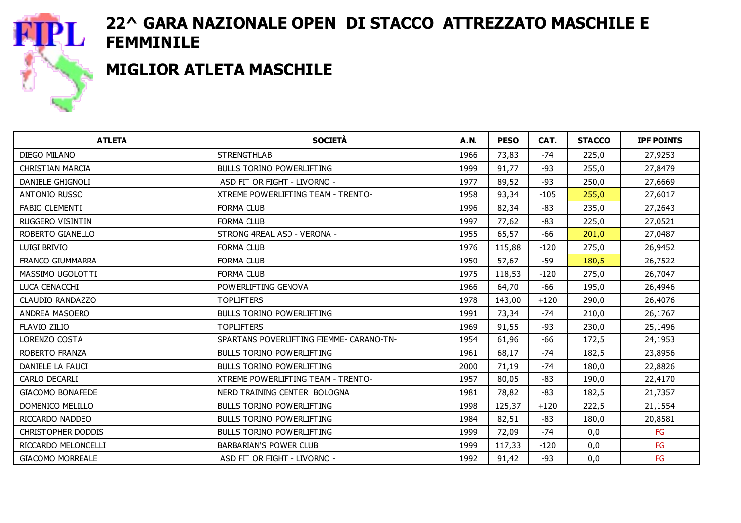# 22^ GARA NAZIONALE OPEN DI STACCO ATTREZZATO MASCHILE E FEMMINILE

## MIGLIOR ATLETA MASCHILE

| ATLETA | SOCIETÀ | A.N. | PESO | CAT. | STACCO | IPF POINTS |
|---|---|---|---|---|---|---|
| DIEGO MILANO | STRENGTHLAB | 1966 | 73,83 | -74 | 225,0 | 27,9253 |
| CHRISTIAN MARCIA | BULLS TORINO POWERLIFTING | 1999 | 91,77 | -93 | 255,0 | 27,8479 |
| DANIELE GHIGNOLI | ASD FIT OR FIGHT - LIVORNO - | 1977 | 89,52 | -93 | 250,0 | 27,6669 |
| ANTONIO RUSSO | XTREME POWERLIFTING TEAM - TRENTO- | 1958 | 93,34 | -105 | 255,0 | 27,6017 |
| FABIO CLEMENTI | FORMA CLUB | 1996 | 82,34 | -83 | 235,0 | 27,2643 |
| RUGGERO VISINTIN | FORMA CLUB | 1997 | 77,62 | -83 | 225,0 | 27,0521 |
| ROBERTO GIANELLO | STRONG 4REAL ASD - VERONA - | 1955 | 65,57 | -66 | 201,0 | 27,0487 |
| LUIGI BRIVIO | FORMA CLUB | 1976 | 115,88 | -120 | 275,0 | 26,9452 |
| FRANCO GIUMMARRA | FORMA CLUB | 1950 | 57,67 | -59 | 180,5 | 26,7522 |
| MASSIMO UGOLOTTI | FORMA CLUB | 1975 | 118,53 | -120 | 275,0 | 26,7047 |
| LUCA CENACCHI | POWERLIFTING GENOVA | 1966 | 64,70 | -66 | 195,0 | 26,4946 |
| CLAUDIO RANDAZZO | TOPLIFTERS | 1978 | 143,00 | +120 | 290,0 | 26,4076 |
| ANDREA MASOERO | BULLS TORINO POWERLIFTING | 1991 | 73,34 | -74 | 210,0 | 26,1767 |
| FLAVIO ZILIO | TOPLIFTERS | 1969 | 91,55 | -93 | 230,0 | 25,1496 |
| LORENZO COSTA | SPARTANS POVERLIFTING FIEMME- CARANO-TN- | 1954 | 61,96 | -66 | 172,5 | 24,1953 |
| ROBERTO FRANZA | BULLS TORINO POWERLIFTING | 1961 | 68,17 | -74 | 182,5 | 23,8956 |
| DANIELE LA FAUCI | BULLS TORINO POWERLIFTING | 2000 | 71,19 | -74 | 180,0 | 22,8826 |
| CARLO DECARLI | XTREME POWERLIFTING TEAM - TRENTO- | 1957 | 80,05 | -83 | 190,0 | 22,4170 |
| GIACOMO BONAFEDE | NERD TRAINING CENTER BOLOGNA | 1981 | 78,82 | -83 | 182,5 | 21,7357 |
| DOMENICO MELILLO | BULLS TORINO POWERLIFTING | 1998 | 125,37 | +120 | 222,5 | 21,1554 |
| RICCARDO NADDEO | BULLS TORINO POWERLIFTING | 1984 | 82,51 | -83 | 180,0 | 20,8581 |
| CHRISTOPHER DODDIS | BULLS TORINO POWERLIFTING | 1999 | 72,09 | -74 | 0,0 | FG |
| RICCARDO MELONCELLI | BARBARIAN'S POWER CLUB | 1999 | 117,33 | -120 | 0,0 | FG |
| GIACOMO MORREALE | ASD FIT OR FIGHT - LIVORNO - | 1992 | 91,42 | -93 | 0,0 | FG |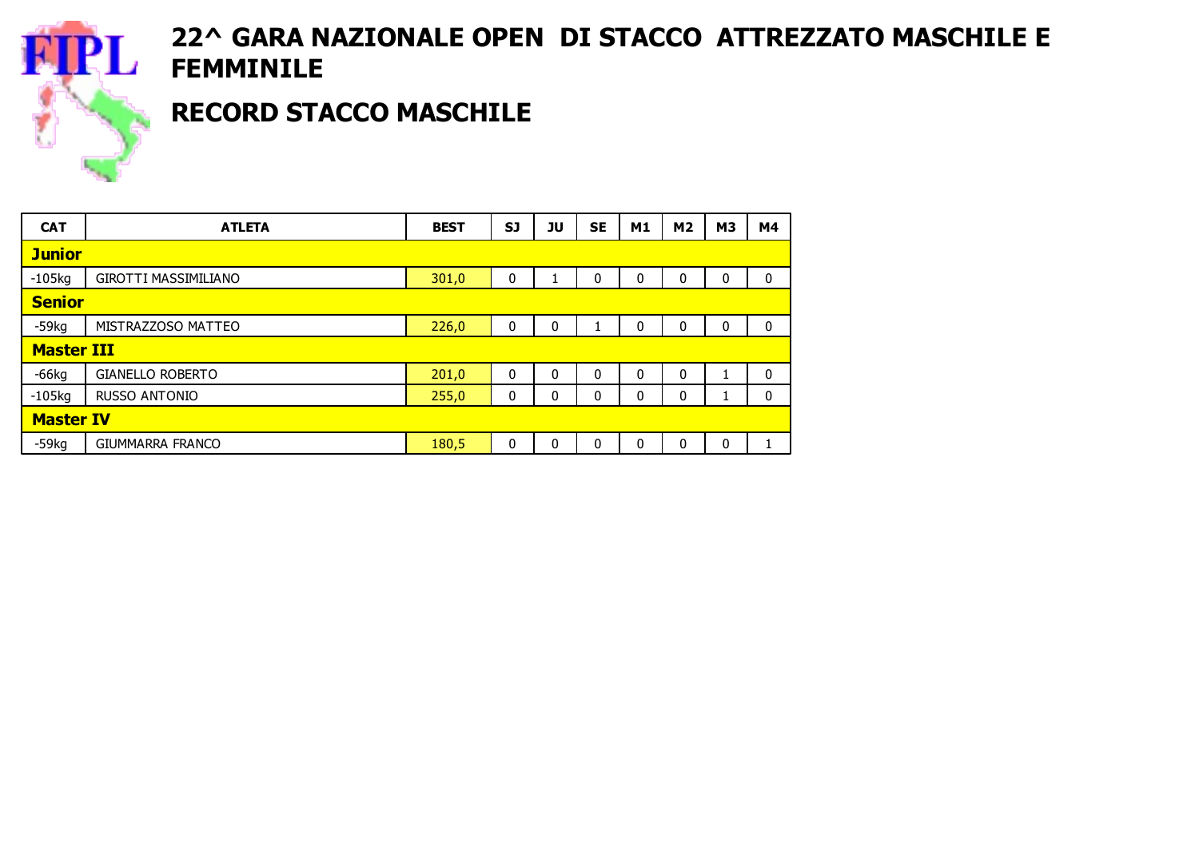# 22^ GARA NAZIONALE OPEN DI STACCO ATTREZZATO MASCHILE E FEMMINILE

## RECORD STACCO MASCHILE

| CAT | ATLETA | BEST | SJ | JU | SE | M1 | M2 | M3 | M4 |
|---|---|---|---|---|---|---|---|---|---|
| **Junior** | | | | | | | | | |
| -105kg | GIROTTI MASSIMILIANO | 301,0 | 0 | 1 | 0 | 0 | 0 | 0 | 0 |
| **Senior** | | | | | | | | | |
| -59kg | MISTRAZZOSO MATTEO | 226,0 | 0 | 0 | 1 | 0 | 0 | 0 | 0 |
| **Master III** | | | | | | | | | |
| -66kg | GIANELLO ROBERTO | 201,0 | 0 | 0 | 0 | 0 | 0 | 1 | 0 |
| -105kg | RUSSO ANTONIO | 255,0 | 0 | 0 | 0 | 0 | 0 | 1 | 0 |
| **Master IV** | | | | | | | | | |
| -59kg | GIUMMARRA FRANCO | 180,5 | 0 | 0 | 0 | 0 | 0 | 0 | 1 |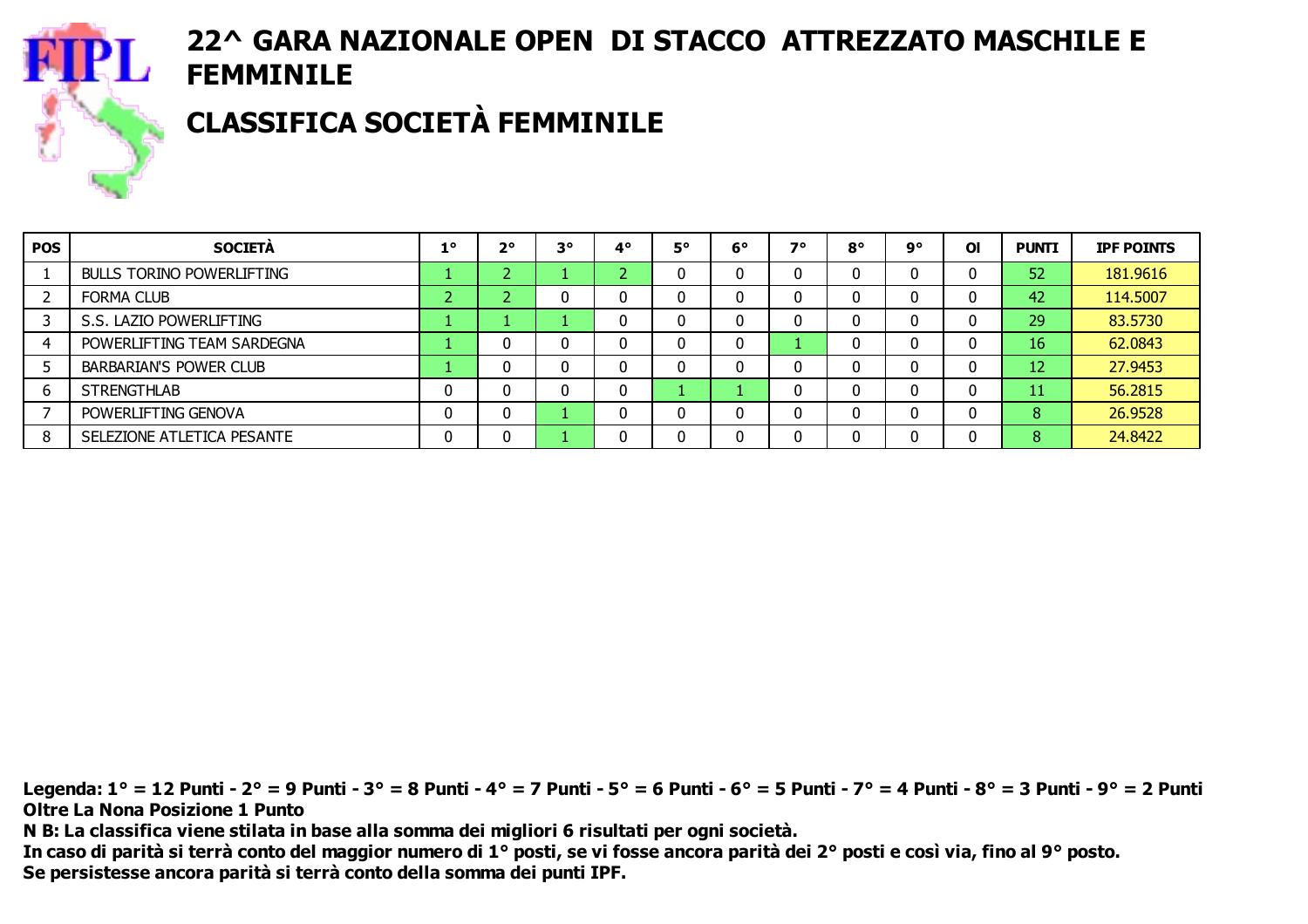# 22^ GARA NAZIONALE OPEN DI STACCO ATTREZZATO MASCHILE E FEMMINILE

## CLASSIFICA SOCIETÀ FEMMINILE

| POS | SOCIETÀ | 1° | 2° | 3° | 4° | 5° | 6° | 7° | 8° | 9° | OI | PUNTI | IPF POINTS |
|---|---|---|---|---|---|---|---|---|---|---|---|---|---|
| 1 | BULLS TORINO POWERLIFTING | 1 | 2 | 1 | 2 | 0 | 0 | 0 | 0 | 0 | 0 | 52 | 181.9616 |
| 2 | FORMA CLUB | 2 | 2 | 0 | 0 | 0 | 0 | 0 | 0 | 0 | 0 | 42 | 114.5007 |
| 3 | S.S. LAZIO POWERLIFTING | 1 | 1 | 1 | 0 | 0 | 0 | 0 | 0 | 0 | 0 | 29 | 83.5730 |
| 4 | POWERLIFTING TEAM SARDEGNA | 1 | 0 | 0 | 0 | 0 | 0 | 1 | 0 | 0 | 0 | 16 | 62.0843 |
| 5 | BARBARIAN'S POWER CLUB | 1 | 0 | 0 | 0 | 0 | 0 | 0 | 0 | 0 | 0 | 12 | 27.9453 |
| 6 | STRENGTHLAB | 0 | 0 | 0 | 0 | 1 | 1 | 0 | 0 | 0 | 0 | 11 | 56.2815 |
| 7 | POWERLIFTING GENOVA | 0 | 0 | 1 | 0 | 0 | 0 | 0 | 0 | 0 | 0 | 8 | 26.9528 |
| 8 | SELEZIONE ATLETICA PESANTE | 0 | 0 | 1 | 0 | 0 | 0 | 0 | 0 | 0 | 0 | 8 | 24.8422 |

**Legenda: 1° = 12 Punti - 2° = 9 Punti - 3° = 8 Punti - 4° = 7 Punti - 5° = 6 Punti - 6° = 5 Punti - 7° = 4 Punti - 8° = 3 Punti - 9° = 2 Punti**
**Oltre La Nona Posizione 1 Punto**
**N B: La classifica viene stilata in base alla somma dei migliori 6 risultati per ogni società.**
**In caso di parità si terrà conto del maggior numero di 1° posti, se vi fosse ancora parità dei 2° posti e così via, fino al 9° posto.**
**Se persistesse ancora parità si terrà conto della somma dei punti IPF.**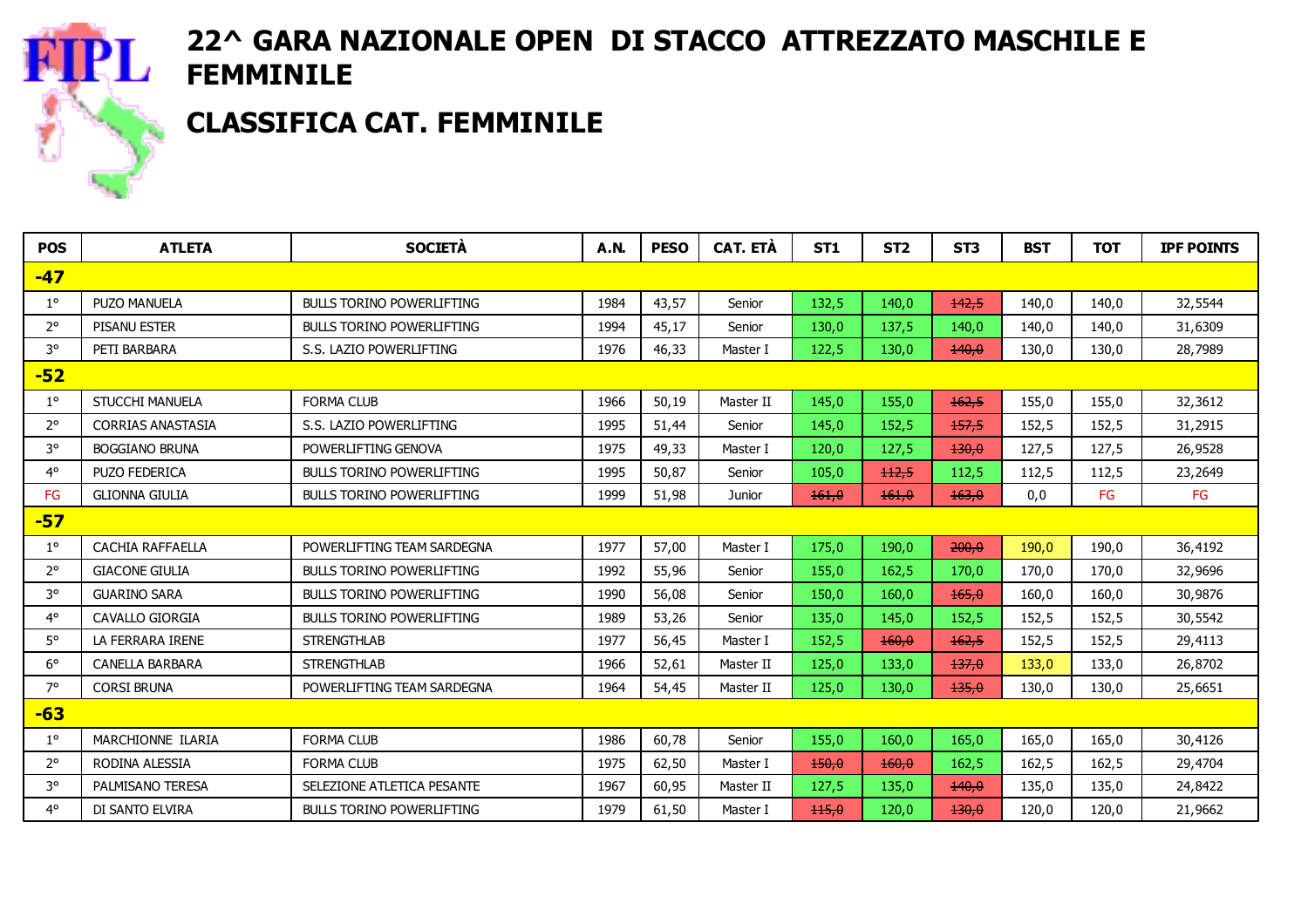# 22^ GARA NAZIONALE OPEN DI STACCO ATTREZZATO MASCHILE E FEMMINILE

## CLASSIFICA CAT. FEMMINILE

| POS | ATLETA | SOCIETÀ | A.N. | PESO | CAT. ETÀ | ST1 | ST2 | ST3 | BST | TOT | IPF POINTS |
|---|---|---|---|---|---|---|---|---|---|---|---|
| **-47** | | | | | | | | | | | |
| 1° | PUZO MANUELA | BULLS TORINO POWERLIFTING | 1984 | 43,57 | Senior | 132,5 | 140,0 | ~~142,5~~ | 140,0 | 140,0 | 32,5544 |
| 2° | PISANU ESTER | BULLS TORINO POWERLIFTING | 1994 | 45,17 | Senior | 130,0 | 137,5 | 140,0 | 140,0 | 140,0 | 31,6309 |
| 3° | PETI BARBARA | S.S. LAZIO POWERLIFTING | 1976 | 46,33 | Master I | 122,5 | 130,0 | ~~140,0~~ | 130,0 | 130,0 | 28,7989 |
| **-52** | | | | | | | | | | | |
| 1° | STUCCHI MANUELA | FORMA CLUB | 1966 | 50,19 | Master II | 145,0 | 155,0 | ~~162,5~~ | 155,0 | 155,0 | 32,3612 |
| 2° | CORRIAS ANASTASIA | S.S. LAZIO POWERLIFTING | 1995 | 51,44 | Senior | 145,0 | 152,5 | ~~157,5~~ | 152,5 | 152,5 | 31,2915 |
| 3° | BOGGIANO BRUNA | POWERLIFTING GENOVA | 1975 | 49,33 | Master I | 120,0 | 127,5 | ~~130,0~~ | 127,5 | 127,5 | 26,9528 |
| 4° | PUZO FEDERICA | BULLS TORINO POWERLIFTING | 1995 | 50,87 | Senior | 105,0 | ~~112,5~~ | 112,5 | 112,5 | 112,5 | 23,2649 |
| FG | GLIONNA GIULIA | BULLS TORINO POWERLIFTING | 1999 | 51,98 | Junior | ~~161,0~~ | ~~161,0~~ | ~~163,0~~ | 0,0 | FG | FG |
| **-57** | | | | | | | | | | | |
| 1° | CACHIA RAFFAELLA | POWERLIFTING TEAM SARDEGNA | 1977 | 57,00 | Master I | 175,0 | 190,0 | ~~200,0~~ | 190,0 | 190,0 | 36,4192 |
| 2° | GIACONE GIULIA | BULLS TORINO POWERLIFTING | 1992 | 55,96 | Senior | 155,0 | 162,5 | 170,0 | 170,0 | 170,0 | 32,9696 |
| 3° | GUARINO SARA | BULLS TORINO POWERLIFTING | 1990 | 56,08 | Senior | 150,0 | 160,0 | ~~165,0~~ | 160,0 | 160,0 | 30,9876 |
| 4° | CAVALLO GIORGIA | BULLS TORINO POWERLIFTING | 1989 | 53,26 | Senior | 135,0 | 145,0 | 152,5 | 152,5 | 152,5 | 30,5542 |
| 5° | LA FERRARA IRENE | STRENGTHLAB | 1977 | 56,45 | Master I | 152,5 | ~~160,0~~ | ~~162,5~~ | 152,5 | 152,5 | 29,4113 |
| 6° | CANELLA BARBARA | STRENGTHLAB | 1966 | 52,61 | Master II | 125,0 | 133,0 | ~~137,0~~ | 133,0 | 133,0 | 26,8702 |
| 7° | CORSI BRUNA | POWERLIFTING TEAM SARDEGNA | 1964 | 54,45 | Master II | 125,0 | 130,0 | ~~135,0~~ | 130,0 | 130,0 | 25,6651 |
| **-63** | | | | | | | | | | | |
| 1° | MARCHIONNE ILARIA | FORMA CLUB | 1986 | 60,78 | Senior | 155,0 | 160,0 | 165,0 | 165,0 | 165,0 | 30,4126 |
| 2° | RODINA ALESSIA | FORMA CLUB | 1975 | 62,50 | Master I | ~~150,0~~ | ~~160,0~~ | 162,5 | 162,5 | 162,5 | 29,4704 |
| 3° | PALMISANO TERESA | SELEZIONE ATLETICA PESANTE | 1967 | 60,95 | Master II | 127,5 | 135,0 | ~~140,0~~ | 135,0 | 135,0 | 24,8422 |
| 4° | DI SANTO ELVIRA | BULLS TORINO POWERLIFTING | 1979 | 61,50 | Master I | ~~115,0~~ | 120,0 | ~~130,0~~ | 120,0 | 120,0 | 21,9662 |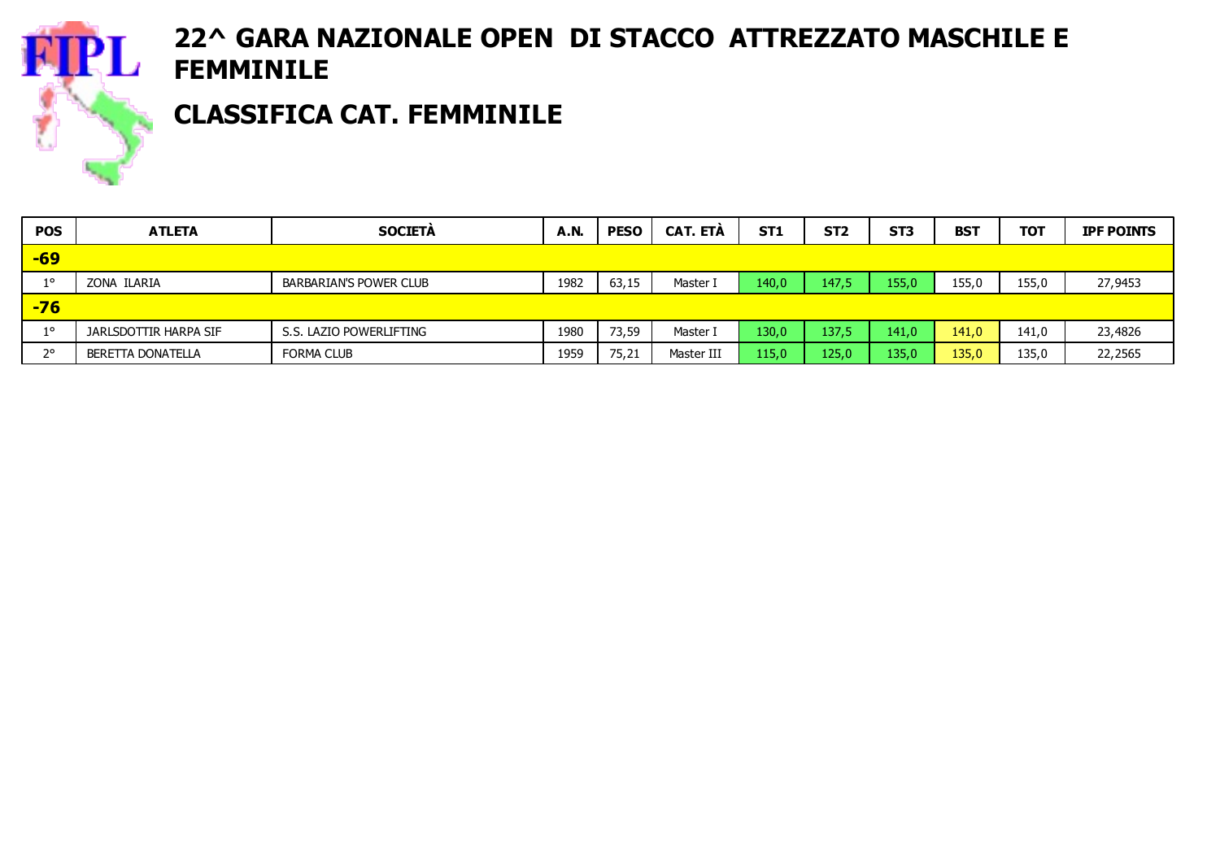# 22^ GARA NAZIONALE OPEN DI STACCO ATTREZZATO MASCHILE E FEMMINILE

## CLASSIFICA CAT. FEMMINILE

| POS | ATLETA | SOCIETÀ | A.N. | PESO | CAT. ETÀ | ST1 | ST2 | ST3 | BST | TOT | IPF POINTS |
|---|---|---|---|---|---|---|---|---|---|---|---|
| **-69** | | | | | | | | | | | |
| 1° | ZONA ILARIA | BARBARIAN'S POWER CLUB | 1982 | 63,15 | Master I | 140,0 | 147,5 | 155,0 | 155,0 | 155,0 | 27,9453 |
| **-76** | | | | | | | | | | | |
| 1° | JARLSDOTTIR HARPA SIF | S.S. LAZIO POWERLIFTING | 1980 | 73,59 | Master I | 130,0 | 137,5 | 141,0 | 141,0 | 141,0 | 23,4826 |
| 2° | BERETTA DONATELLA | FORMA CLUB | 1959 | 75,21 | Master III | 115,0 | 125,0 | 135,0 | 135,0 | 135,0 | 22,2565 |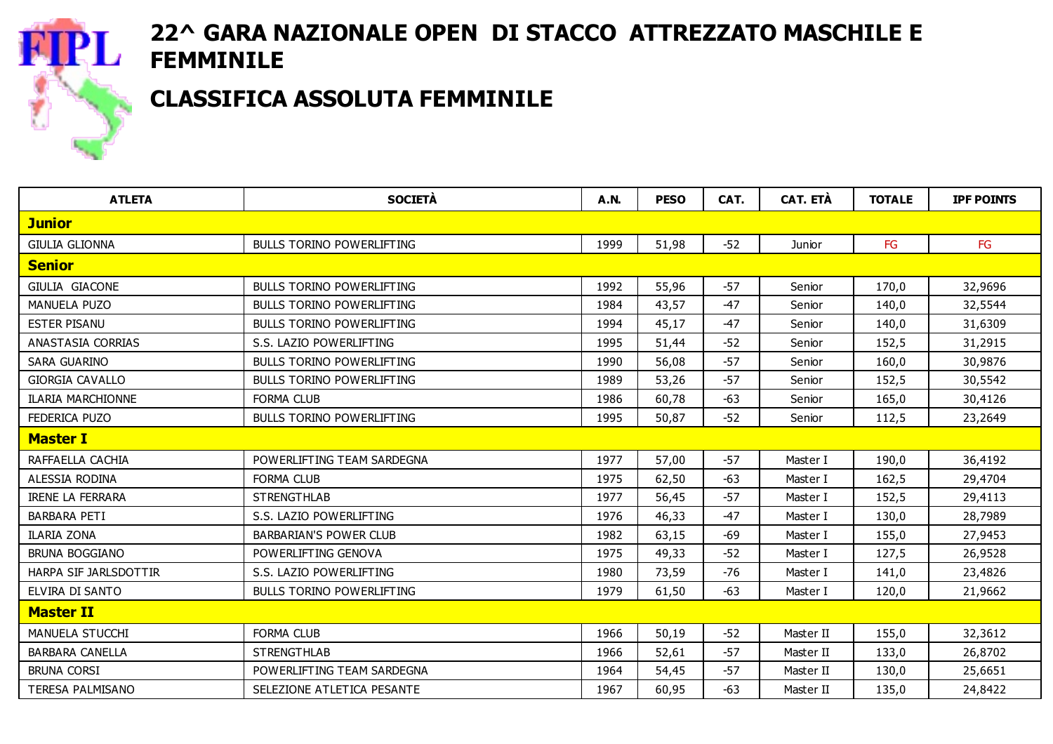# 22^ GARA NAZIONALE OPEN DI STACCO ATTREZZATO MASCHILE E FEMMINILE

## CLASSIFICA ASSOLUTA FEMMINILE

| ATLETA | SOCIETÀ | A.N. | PESO | CAT. | CAT. ETÀ | TOTALE | IPF POINTS |
|---|---|---|---|---|---|---|---|
| **Junior** | | | | | | | |
| GIULIA GLIONNA | BULLS TORINO POWERLIFTING | 1999 | 51,98 | -52 | Junior | FG | FG |
| **Senior** | | | | | | | |
| GIULIA GIACONE | BULLS TORINO POWERLIFTING | 1992 | 55,96 | -57 | Senior | 170,0 | 32,9696 |
| MANUELA PUZO | BULLS TORINO POWERLIFTING | 1984 | 43,57 | -47 | Senior | 140,0 | 32,5544 |
| ESTER PISANU | BULLS TORINO POWERLIFTING | 1994 | 45,17 | -47 | Senior | 140,0 | 31,6309 |
| ANASTASIA CORRIAS | S.S. LAZIO POWERLIFTING | 1995 | 51,44 | -52 | Senior | 152,5 | 31,2915 |
| SARA GUARINO | BULLS TORINO POWERLIFTING | 1990 | 56,08 | -57 | Senior | 160,0 | 30,9876 |
| GIORGIA CAVALLO | BULLS TORINO POWERLIFTING | 1989 | 53,26 | -57 | Senior | 152,5 | 30,5542 |
| ILARIA MARCHIONNE | FORMA CLUB | 1986 | 60,78 | -63 | Senior | 165,0 | 30,4126 |
| FEDERICA PUZO | BULLS TORINO POWERLIFTING | 1995 | 50,87 | -52 | Senior | 112,5 | 23,2649 |
| **Master I** | | | | | | | |
| RAFFAELLA CACHIA | POWERLIFTING TEAM SARDEGNA | 1977 | 57,00 | -57 | Master I | 190,0 | 36,4192 |
| ALESSIA RODINA | FORMA CLUB | 1975 | 62,50 | -63 | Master I | 162,5 | 29,4704 |
| IRENE LA FERRARA | STRENGTHLAB | 1977 | 56,45 | -57 | Master I | 152,5 | 29,4113 |
| BARBARA PETI | S.S. LAZIO POWERLIFTING | 1976 | 46,33 | -47 | Master I | 130,0 | 28,7989 |
| ILARIA ZONA | BARBARIAN'S POWER CLUB | 1982 | 63,15 | -69 | Master I | 155,0 | 27,9453 |
| BRUNA BOGGIANO | POWERLIFTING GENOVA | 1975 | 49,33 | -52 | Master I | 127,5 | 26,9528 |
| HARPA SIF JARLSDOTTIR | S.S. LAZIO POWERLIFTING | 1980 | 73,59 | -76 | Master I | 141,0 | 23,4826 |
| ELVIRA DI SANTO | BULLS TORINO POWERLIFTING | 1979 | 61,50 | -63 | Master I | 120,0 | 21,9662 |
| **Master II** | | | | | | | |
| MANUELA STUCCHI | FORMA CLUB | 1966 | 50,19 | -52 | Master II | 155,0 | 32,3612 |
| BARBARA CANELLA | STRENGTHLAB | 1966 | 52,61 | -57 | Master II | 133,0 | 26,8702 |
| BRUNA CORSI | POWERLIFTING TEAM SARDEGNA | 1964 | 54,45 | -57 | Master II | 130,0 | 25,6651 |
| TERESA PALMISANO | SELEZIONE ATLETICA PESANTE | 1967 | 60,95 | -63 | Master II | 135,0 | 24,8422 |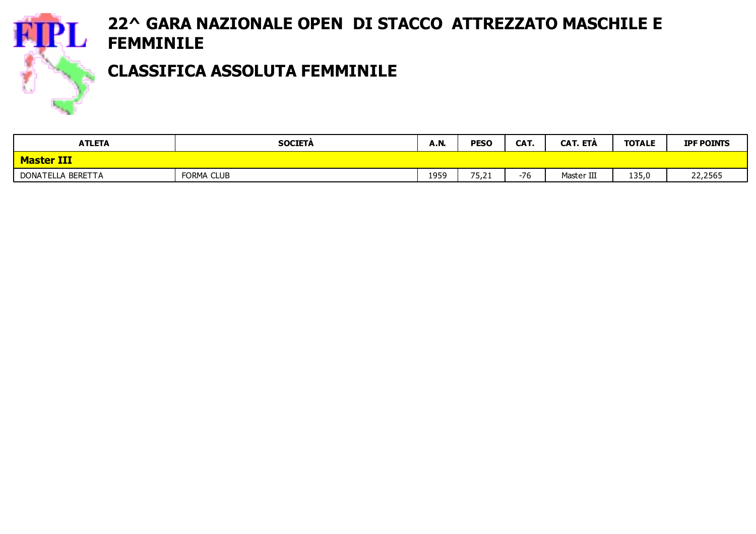# 22^ GARA NAZIONALE OPEN DI STACCO ATTREZZATO MASCHILE E FEMMINILE

## CLASSIFICA ASSOLUTA FEMMINILE

| ATLETA | SOCIETÀ | A.N. | PESO | CAT. | CAT. ETÀ | TOTALE | IPF POINTS |
|---|---|---|---|---|---|---|---|
| **Master III** | | | | | | | |
| DONATELLA BERETTA | FORMA CLUB | 1959 | 75,21 | -76 | Master III | 135,0 | 22,2565 |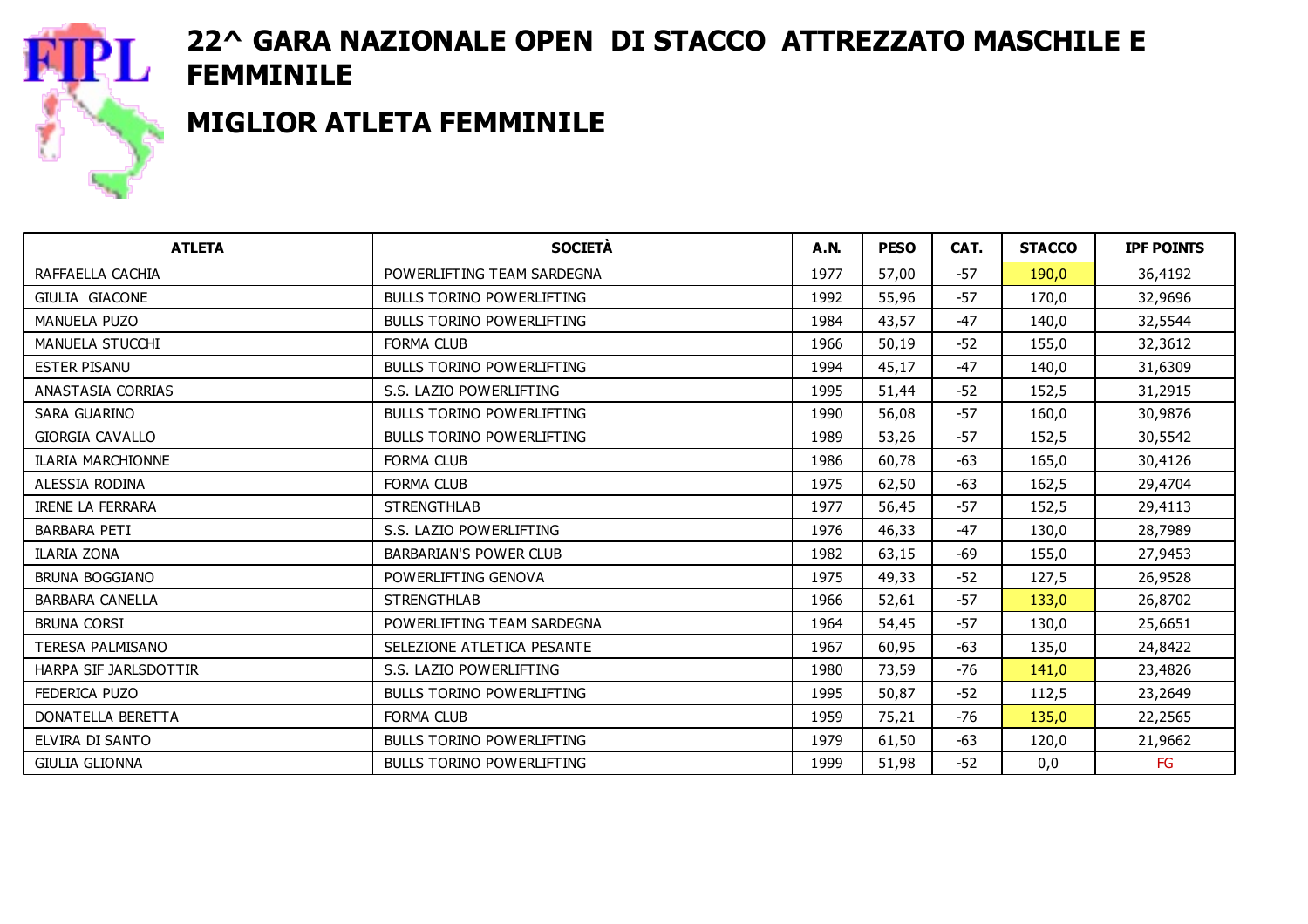# 22^ GARA NAZIONALE OPEN DI STACCO ATTREZZATO MASCHILE E FEMMINILE

## MIGLIOR ATLETA FEMMINILE

| ATLETA | SOCIETÀ | A.N. | PESO | CAT. | STACCO | IPF POINTS |
|---|---|---|---|---|---|---|
| RAFFAELLA CACHIA | POWERLIFTING TEAM SARDEGNA | 1977 | 57,00 | -57 | 190,0 | 36,4192 |
| GIULIA GIACONE | BULLS TORINO POWERLIFTING | 1992 | 55,96 | -57 | 170,0 | 32,9696 |
| MANUELA PUZO | BULLS TORINO POWERLIFTING | 1984 | 43,57 | -47 | 140,0 | 32,5544 |
| MANUELA STUCCHI | FORMA CLUB | 1966 | 50,19 | -52 | 155,0 | 32,3612 |
| ESTER PISANU | BULLS TORINO POWERLIFTING | 1994 | 45,17 | -47 | 140,0 | 31,6309 |
| ANASTASIA CORRIAS | S.S. LAZIO POWERLIFTING | 1995 | 51,44 | -52 | 152,5 | 31,2915 |
| SARA GUARINO | BULLS TORINO POWERLIFTING | 1990 | 56,08 | -57 | 160,0 | 30,9876 |
| GIORGIA CAVALLO | BULLS TORINO POWERLIFTING | 1989 | 53,26 | -57 | 152,5 | 30,5542 |
| ILARIA MARCHIONNE | FORMA CLUB | 1986 | 60,78 | -63 | 165,0 | 30,4126 |
| ALESSIA RODINA | FORMA CLUB | 1975 | 62,50 | -63 | 162,5 | 29,4704 |
| IRENE LA FERRARA | STRENGTHLAB | 1977 | 56,45 | -57 | 152,5 | 29,4113 |
| BARBARA PETI | S.S. LAZIO POWERLIFTING | 1976 | 46,33 | -47 | 130,0 | 28,7989 |
| ILARIA ZONA | BARBARIAN'S POWER CLUB | 1982 | 63,15 | -69 | 155,0 | 27,9453 |
| BRUNA BOGGIANO | POWERLIFTING GENOVA | 1975 | 49,33 | -52 | 127,5 | 26,9528 |
| BARBARA CANELLA | STRENGTHLAB | 1966 | 52,61 | -57 | 133,0 | 26,8702 |
| BRUNA CORSI | POWERLIFTING TEAM SARDEGNA | 1964 | 54,45 | -57 | 130,0 | 25,6651 |
| TERESA PALMISANO | SELEZIONE ATLETICA PESANTE | 1967 | 60,95 | -63 | 135,0 | 24,8422 |
| HARPA SIF JARLSDOTTIR | S.S. LAZIO POWERLIFTING | 1980 | 73,59 | -76 | 141,0 | 23,4826 |
| FEDERICA PUZO | BULLS TORINO POWERLIFTING | 1995 | 50,87 | -52 | 112,5 | 23,2649 |
| DONATELLA BERETTA | FORMA CLUB | 1959 | 75,21 | -76 | 135,0 | 22,2565 |
| ELVIRA DI SANTO | BULLS TORINO POWERLIFTING | 1979 | 61,50 | -63 | 120,0 | 21,9662 |
| GIULIA GLIONNA | BULLS TORINO POWERLIFTING | 1999 | 51,98 | -52 | 0,0 | FG |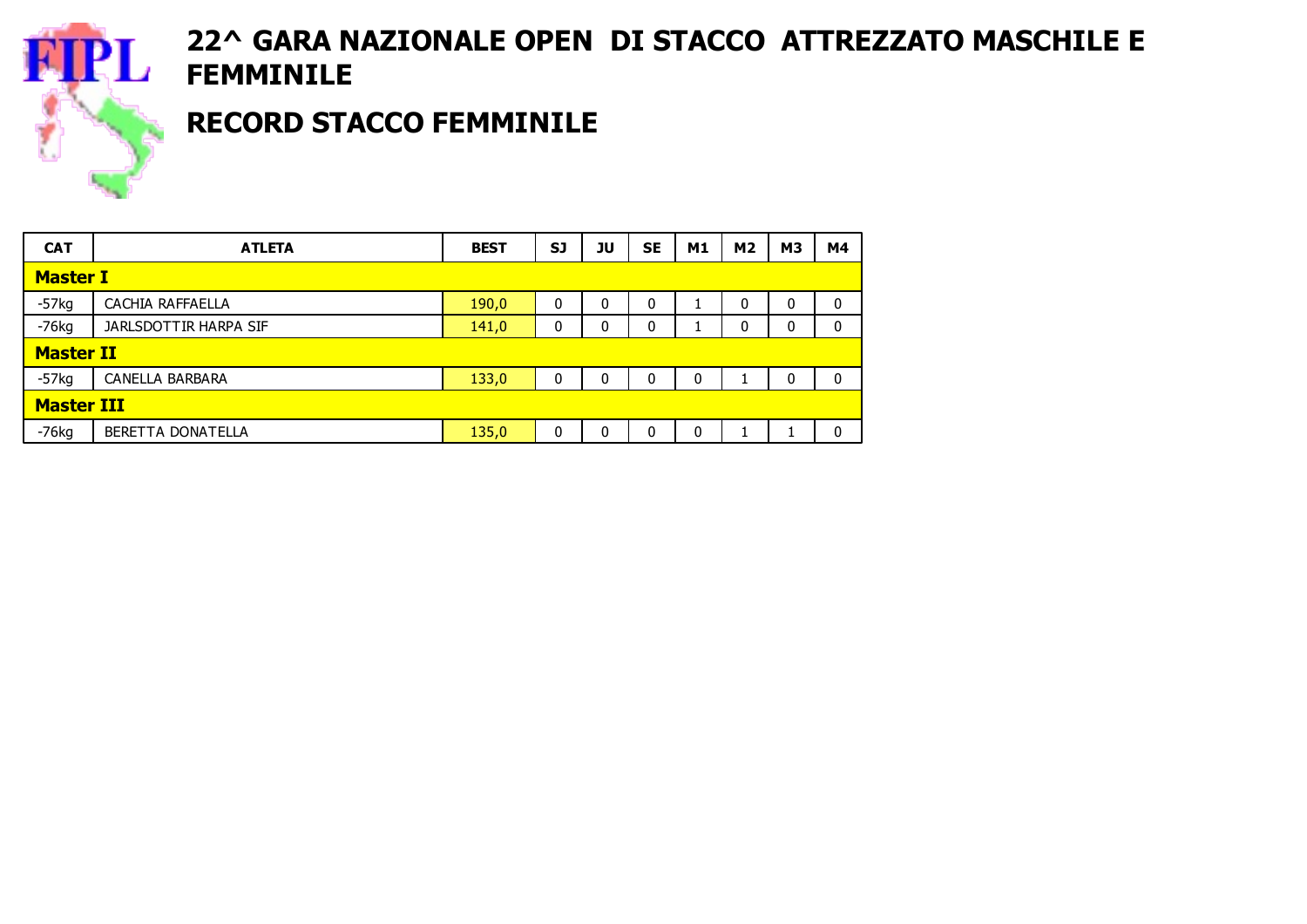# 22^ GARA NAZIONALE OPEN DI STACCO ATTREZZATO MASCHILE E FEMMINILE

## RECORD STACCO FEMMINILE

| CAT | ATLETA | BEST | SJ | JU | SE | M1 | M2 | M3 | M4 |
|---|---|---|---|---|---|---|---|---|---|
| **Master I** | | | | | | | | | |
| -57kg | CACHIA RAFFAELLA | 190,0 | 0 | 0 | 0 | 1 | 0 | 0 | 0 |
| -76kg | JARLSDOTTIR HARPA SIF | 141,0 | 0 | 0 | 0 | 1 | 0 | 0 | 0 |
| **Master II** | | | | | | | | | |
| -57kg | CANELLA BARBARA | 133,0 | 0 | 0 | 0 | 0 | 1 | 0 | 0 |
| **Master III** | | | | | | | | | |
| -76kg | BERETTA DONATELLA | 135,0 | 0 | 0 | 0 | 0 | 1 | 1 | 0 |